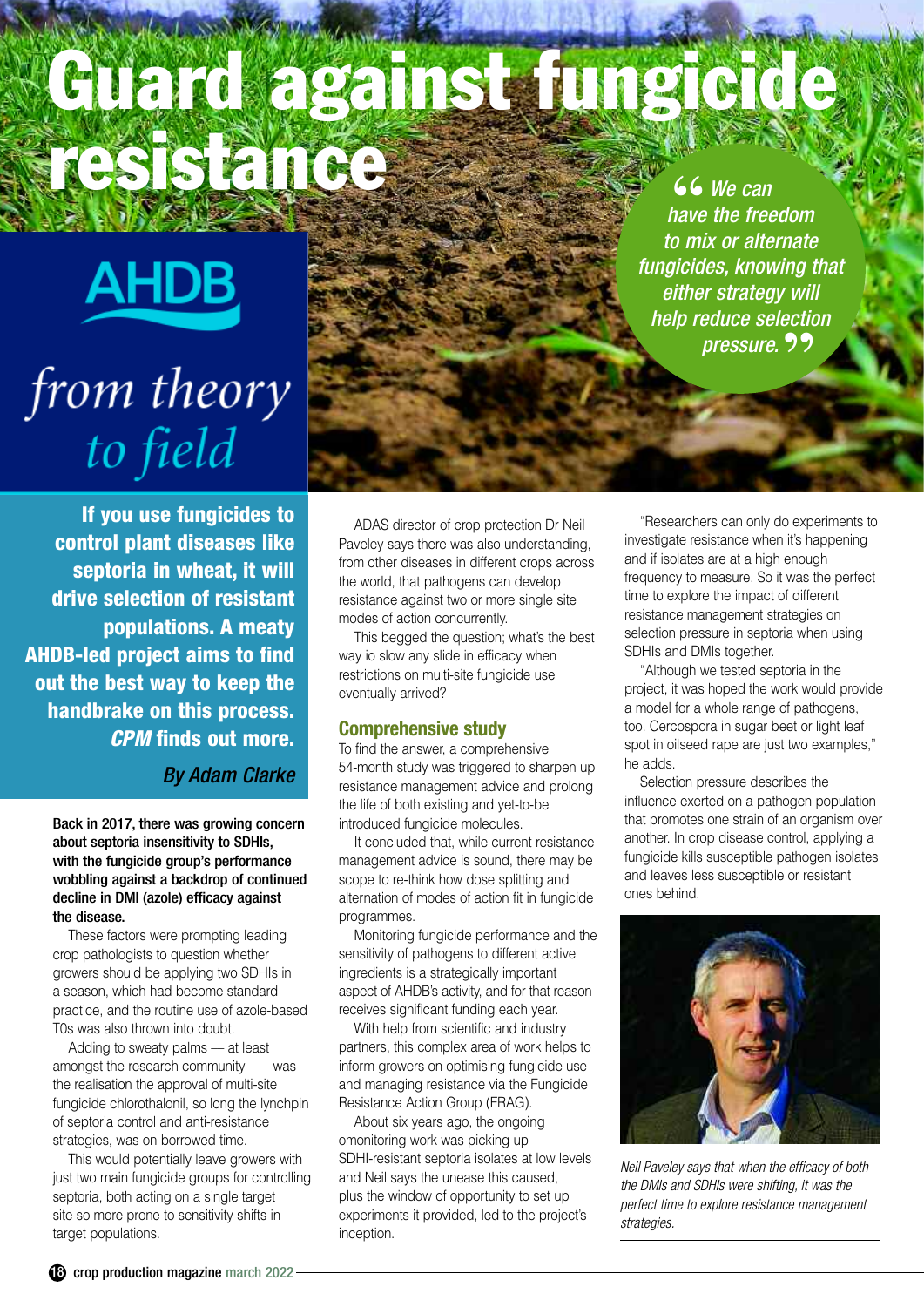# Guard against fungicide resistance

**AHDB**

*from theory to field*

> "We can have the freedom to mix or alternate fungicides, knowing that either strategy will help reduce selection pressure."

**If you use fungicides to control plant diseases like septoria in wheat, it will drive selection of resistant populations. A meaty AHDB-led project aims to find out the best way to keep the handbrake on this process. *CPM* finds out more.**

*By Adam Clarke*

**Back in 2017, there was growing concern about septoria insensitivity to SDHIs, with the fungicide group's performance wobbling against a backdrop of continued decline in DMI (azole) efficacy against the disease.**

These factors were prompting leading crop pathologists to question whether growers should be applying two SDHIs in a season, which had become standard practice, and the routine use of azole-based T0s was also thrown into doubt.

Adding to sweaty palms — at least amongst the research community — was the realisation the approval of multi-site fungicide chlorothalonil, so long the lynchpin of septoria control and anti-resistance strategies, was on borrowed time.

This would potentially leave growers with just two main fungicide groups for controlling septoria, both acting on a single target site so more prone to sensitivity shifts in target populations.

ADAS director of crop protection Dr Neil Paveley says there was also understanding, from other diseases in different crops across the world, that pathogens can develop resistance against two or more single site modes of action concurrently.

This begged the question; what's the best way io slow any slide in efficacy when restrictions on multi-site fungicide use eventually arrived?

## Comprehensive study

To find the answer, a comprehensive 54-month study was triggered to sharpen up resistance management advice and prolong the life of both existing and yet-to-be introduced fungicide molecules.

It concluded that, while current resistance management advice is sound, there may be scope to re-think how dose splitting and alternation of modes of action fit in fungicide programmes.

Monitoring fungicide performance and the sensitivity of pathogens to different active ingredients is a strategically important aspect of AHDB's activity, and for that reason receives significant funding each year.

With help from scientific and industry partners, this complex area of work helps to inform growers on optimising fungicide use and managing resistance via the Fungicide Resistance Action Group (FRAG).

About six years ago, the ongoing omonitoring work was picking up SDHI-resistant septoria isolates at low levels and Neil says the unease this caused, plus the window of opportunity to set up experiments it provided, led to the project's inception.

"Researchers can only do experiments to investigate resistance when it's happening and if isolates are at a high enough frequency to measure. So it was the perfect time to explore the impact of different resistance management strategies on selection pressure in septoria when using SDHIs and DMIs together.

"Although we tested septoria in the project, it was hoped the work would provide a model for a whole range of pathogens, too. Cercospora in sugar beet or light leaf spot in oilseed rape are just two examples," he adds.

Selection pressure describes the influence exerted on a pathogen population that promotes one strain of an organism over another. In crop disease control, applying a fungicide kills susceptible pathogen isolates and leaves less susceptible or resistant ones behind.

*Neil Paveley says that when the efficacy of both the DMIs and SDHIs were shifting, it was the perfect time to explore resistance management strategies.*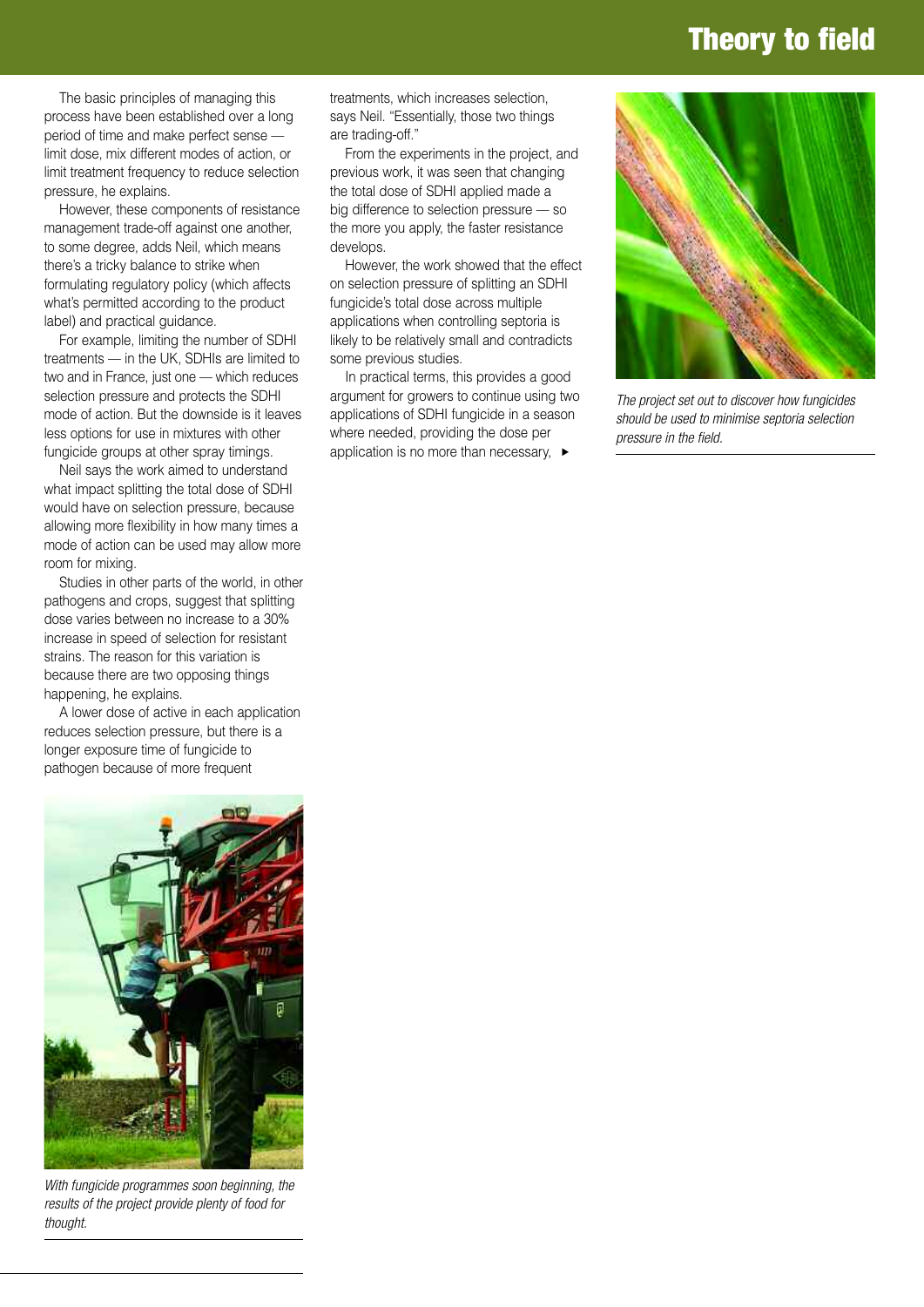The basic principles of managing this process have been established over a long period of time and make perfect sense — limit dose, mix different modes of action, or limit treatment frequency to reduce selection pressure, he explains.

However, these components of resistance management trade-off against one another, to some degree, adds Neil, which means there's a tricky balance to strike when formulating regulatory policy (which affects what's permitted according to the product label) and practical guidance.

For example, limiting the number of SDHI treatments — in the UK, SDHIs are limited to two and in France, just one — which reduces selection pressure and protects the SDHI mode of action. But the downside is it leaves less options for use in mixtures with other fungicide groups at other spray timings.

Neil says the work aimed to understand what impact splitting the total dose of SDHI would have on selection pressure, because allowing more flexibility in how many times a mode of action can be used may allow more room for mixing.

Studies in other parts of the world, in other pathogens and crops, suggest that splitting dose varies between no increase to a 30% increase in speed of selection for resistant strains. The reason for this variation is because there are two opposing things happening, he explains.

A lower dose of active in each application reduces selection pressure, but there is a longer exposure time of fungicide to pathogen because of more frequent treatments, which increases selection, says Neil. "Essentially, those two things are trading-off."

From the experiments in the project, and previous work, it was seen that changing the total dose of SDHI applied made a big difference to selection pressure — so the more you apply, the faster resistance develops.

However, the work showed that the effect on selection pressure of splitting an SDHI fungicide's total dose across multiple applications when controlling septoria is likely to be relatively small and contradicts some previous studies.

In practical terms, this provides a good argument for growers to continue using two applications of SDHI fungicide in a season where needed, providing the dose per application is no more than necessary, ▸

*The project set out to discover how fungicides should be used to minimise septoria selection pressure in the field.*

*With fungicide programmes soon beginning, the results of the project provide plenty of food for thought.*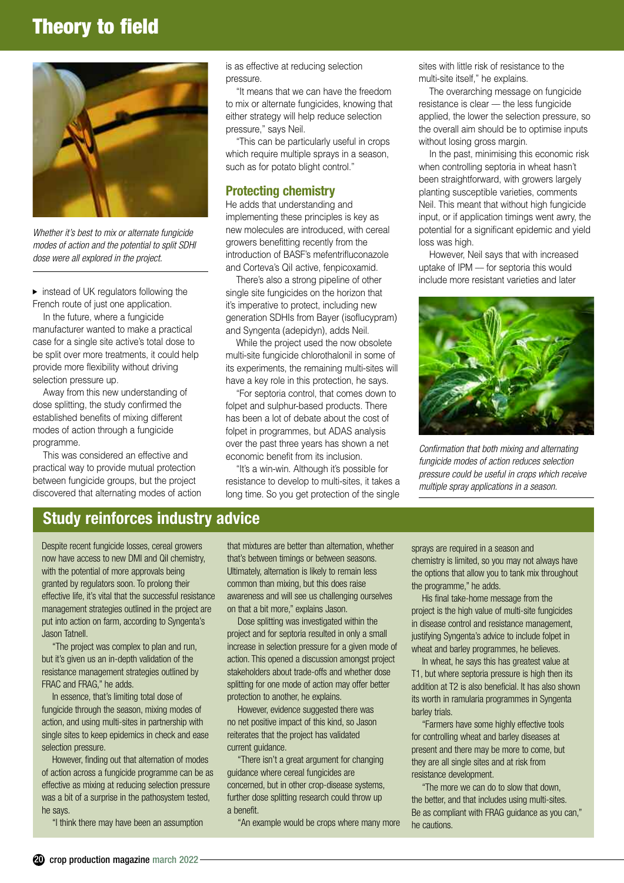# Theory to field

*Whether it's best to mix or alternate fungicide modes of action and the potential to split SDHI dose were all explored in the project.*

▸ instead of UK regulators following the French route of just one application.

In the future, where a fungicide manufacturer wanted to make a practical case for a single site active's total dose to be split over more treatments, it could help provide more flexibility without driving selection pressure up.

Away from this new understanding of dose splitting, the study confirmed the established benefits of mixing different modes of action through a fungicide programme.

This was considered an effective and practical way to provide mutual protection between fungicide groups, but the project discovered that alternating modes of action is as effective at reducing selection pressure.

"It means that we can have the freedom to mix or alternate fungicides, knowing that either strategy will help reduce selection pressure," says Neil.

"This can be particularly useful in crops which require multiple sprays in a season, such as for potato blight control."

## Protecting chemistry

He adds that understanding and implementing these principles is key as new molecules are introduced, with cereal growers benefitting recently from the introduction of BASF's mefentrifluconazole and Corteva's QiI active, fenpicoxamid.

There's also a strong pipeline of other single site fungicides on the horizon that it's imperative to protect, including new generation SDHIs from Bayer (isoflucypram) and Syngenta (adepidyn), adds Neil.

While the project used the now obsolete multi-site fungicide chlorothalonil in some of its experiments, the remaining multi-sites will have a key role in this protection, he says.

"For septoria control, that comes down to folpet and sulphur-based products. There has been a lot of debate about the cost of folpet in programmes, but ADAS analysis over the past three years has shown a net economic benefit from its inclusion.

"It's a win-win. Although it's possible for resistance to develop to multi-sites, it takes a long time. So you get protection of the single sites with little risk of resistance to the multi-site itself," he explains.

The overarching message on fungicide resistance is clear — the less fungicide applied, the lower the selection pressure, so the overall aim should be to optimise inputs without losing gross margin.

In the past, minimising this economic risk when controlling septoria in wheat hasn't been straightforward, with growers largely planting susceptible varieties, comments Neil. This meant that without high fungicide input, or if application timings went awry, the potential for a significant epidemic and yield loss was high.

However, Neil says that with increased uptake of IPM — for septoria this would include more resistant varieties and later

*Confirmation that both mixing and alternating fungicide modes of action reduces selection pressure could be useful in crops which receive multiple spray applications in a season.*

## Study reinforces industry advice

Despite recent fungicide losses, cereal growers now have access to new DMI and QiI chemistry, with the potential of more approvals being granted by regulators soon. To prolong their effective life, it's vital that the successful resistance management strategies outlined in the project are put into action on farm, according to Syngenta's Jason Tatnell.

"The project was complex to plan and run, but it's given us an in-depth validation of the resistance management strategies outlined by FRAC and FRAG," he adds.

In essence, that's limiting total dose of fungicide through the season, mixing modes of action, and using multi-sites in partnership with single sites to keep epidemics in check and ease selection pressure.

However, finding out that alternation of modes of action across a fungicide programme can be as effective as mixing at reducing selection pressure was a bit of a surprise in the pathosystem tested, he says.

"I think there may have been an assumption that mixtures are better than alternation, whether that's between timings or between seasons. Ultimately, alternation is likely to remain less common than mixing, but this does raise awareness and will see us challenging ourselves on that a bit more," explains Jason.

Dose splitting was investigated within the project and for septoria resulted in only a small increase in selection pressure for a given mode of action. This opened a discussion amongst project stakeholders about trade-offs and whether dose splitting for one mode of action may offer better protection to another, he explains.

However, evidence suggested there was no net positive impact of this kind, so Jason reiterates that the project has validated current guidance.

"There isn't a great argument for changing guidance where cereal fungicides are concerned, but in other crop-disease systems, further dose splitting research could throw up a benefit.

"An example would be crops where many more sprays are required in a season and chemistry is limited, so you may not always have the options that allow you to tank mix throughout the programme," he adds.

His final take-home message from the project is the high value of multi-site fungicides in disease control and resistance management, justifying Syngenta's advice to include folpet in wheat and barley programmes, he believes.

In wheat, he says this has greatest value at T1, but where septoria pressure is high then its addition at T2 is also beneficial. It has also shown its worth in ramularia programmes in Syngenta barley trials.

"Farmers have some highly effective tools for controlling wheat and barley diseases at present and there may be more to come, but they are all single sites and at risk from resistance development.

"The more we can do to slow that down, the better, and that includes using multi-sites. Be as compliant with FRAG guidance as you can," he cautions.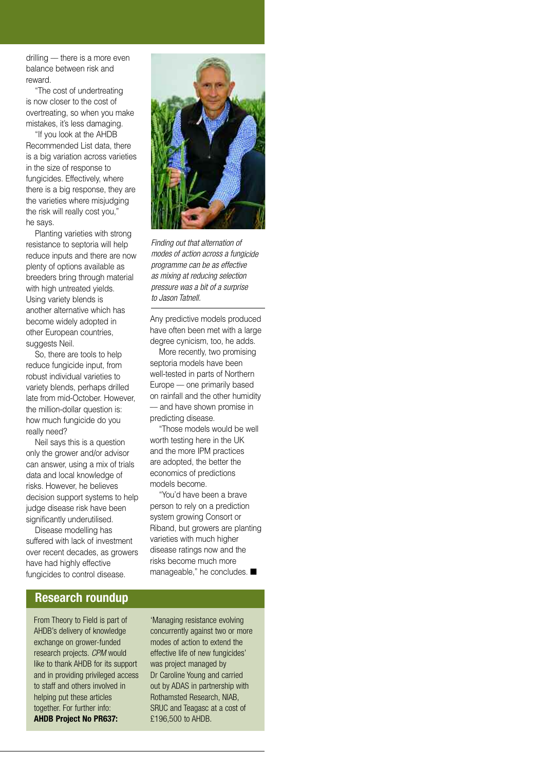drilling — there is a more even balance between risk and reward.

"The cost of undertreating is now closer to the cost of overtreating, so when you make mistakes, it's less damaging.

"If you look at the AHDB Recommended List data, there is a big variation across varieties in the size of response to fungicides. Effectively, where there is a big response, they are the varieties where misjudging the risk will really cost you," he says.

Planting varieties with strong resistance to septoria will help reduce inputs and there are now plenty of options available as breeders bring through material with high untreated yields. Using variety blends is another alternative which has become widely adopted in other European countries, suggests Neil.

So, there are tools to help reduce fungicide input, from robust individual varieties to variety blends, perhaps drilled late from mid-October. However, the million-dollar question is: how much fungicide do you really need?

Neil says this is a question only the grower and/or advisor can answer, using a mix of trials data and local knowledge of risks. However, he believes decision support systems to help judge disease risk have been significantly underutilised.

Disease modelling has suffered with lack of investment over recent decades, as growers have had highly effective fungicides to control disease.

*Finding out that alternation of modes of action across a fungicide programme can be as effective as mixing at reducing selection pressure was a bit of a surprise to Jason Tatnell.*

Any predictive models produced have often been met with a large degree cynicism, too, he adds.

More recently, two promising septoria models have been well-tested in parts of Northern Europe — one primarily based on rainfall and the other humidity — and have shown promise in predicting disease.

"Those models would be well worth testing here in the UK and the more IPM practices are adopted, the better the economics of predictions models become.

"You'd have been a brave person to rely on a prediction system growing Consort or Riband, but growers are planting varieties with much higher disease ratings now and the risks become much more manageable," he concludes. ■

## Research roundup

From Theory to Field is part of AHDB's delivery of knowledge exchange on grower-funded research projects. *CPM* would like to thank AHDB for its support and in providing privileged access to staff and others involved in helping put these articles together. For further info: **AHDB Project No PR637:**

'Managing resistance evolving concurrently against two or more modes of action to extend the effective life of new fungicides' was project managed by Dr Caroline Young and carried out by ADAS in partnership with Rothamsted Research, NIAB, SRUC and Teagasc at a cost of £196,500 to AHDB.